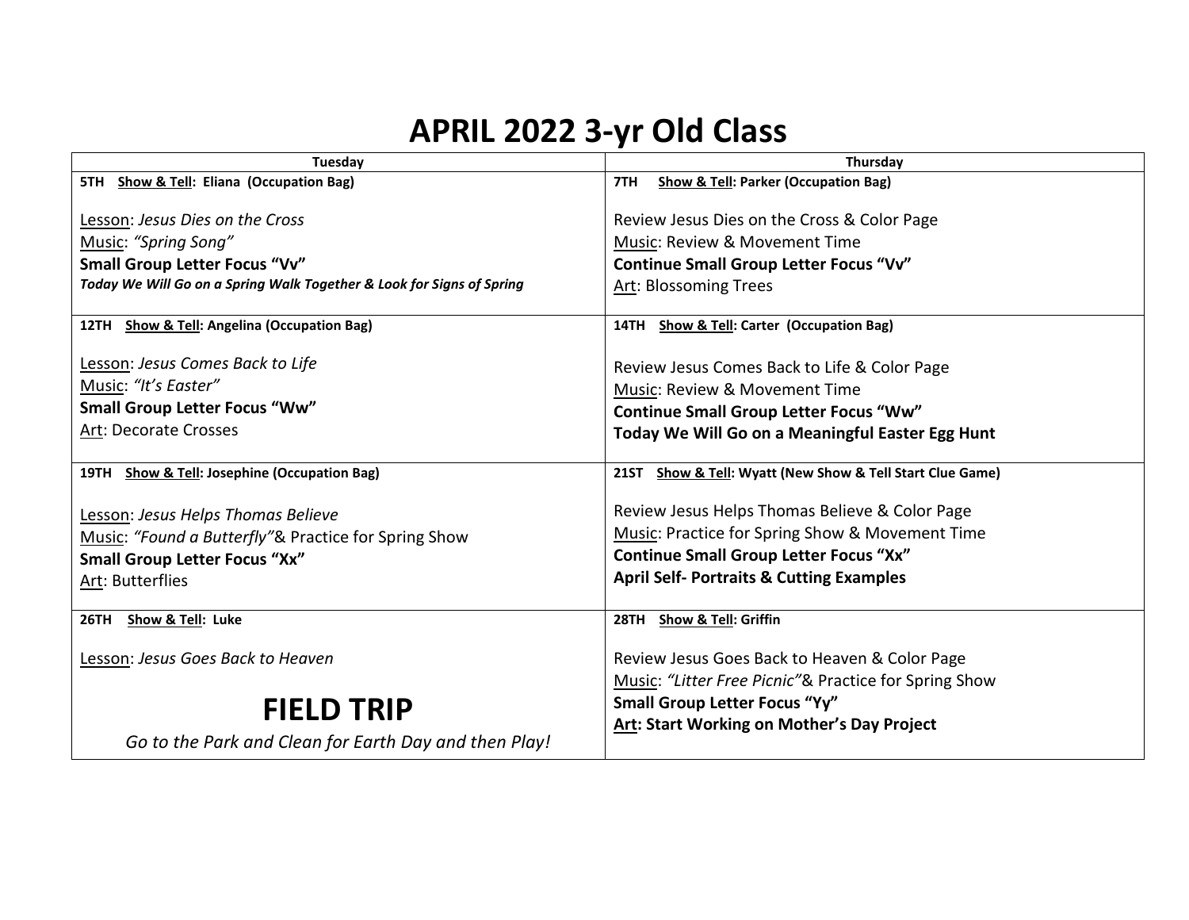# APRIL 2022 3-yr Old Class

| Tuesday | Thursday |
|---|---|
| **5TH** **Show & Tell: Eliana (Occupation Bag)**<br><br>Lesson: *Jesus Dies on the Cross*<br>Music: *"Spring Song"*<br>**Small Group Letter Focus "Vv"**<br>***Today We Will Go on a Spring Walk Together & Look for Signs of Spring*** | **7TH** **Show & Tell: Parker (Occupation Bag)**<br><br>Review Jesus Dies on the Cross & Color Page<br>Music: Review & Movement Time<br>**Continue Small Group Letter Focus "Vv"**<br>Art: Blossoming Trees |
| **12TH** **Show & Tell: Angelina (Occupation Bag)**<br><br>Lesson: *Jesus Comes Back to Life*<br>Music: *"It's Easter"*<br>**Small Group Letter Focus "Ww"**<br>Art: Decorate Crosses | **14TH** **Show & Tell: Carter (Occupation Bag)**<br><br>Review Jesus Comes Back to Life & Color Page<br>Music: Review & Movement Time<br>**Continue Small Group Letter Focus "Ww"**<br>**Today We Will Go on a Meaningful Easter Egg Hunt** |
| **19TH** **Show & Tell: Josephine (Occupation Bag)**<br><br>Lesson: *Jesus Helps Thomas Believe*<br>Music: *"Found a Butterfly"*& Practice for Spring Show<br>**Small Group Letter Focus "Xx"**<br>Art: Butterflies | **21ST** **Show & Tell: Wyatt (New Show & Tell Start Clue Game)**<br><br>Review Jesus Helps Thomas Believe & Color Page<br>Music: Practice for Spring Show & Movement Time<br>**Continue Small Group Letter Focus "Xx"**<br>**April Self- Portraits & Cutting Examples** |
| **26TH** **Show & Tell: Luke**<br><br>Lesson: *Jesus Goes Back to Heaven*<br><br>**FIELD TRIP**<br>*Go to the Park and Clean for Earth Day and then Play!* | **28TH** **Show & Tell: Griffin**<br><br>Review Jesus Goes Back to Heaven & Color Page<br>Music: *"Litter Free Picnic"*& Practice for Spring Show<br>**Small Group Letter Focus "Yy"**<br>**Art: Start Working on Mother's Day Project** |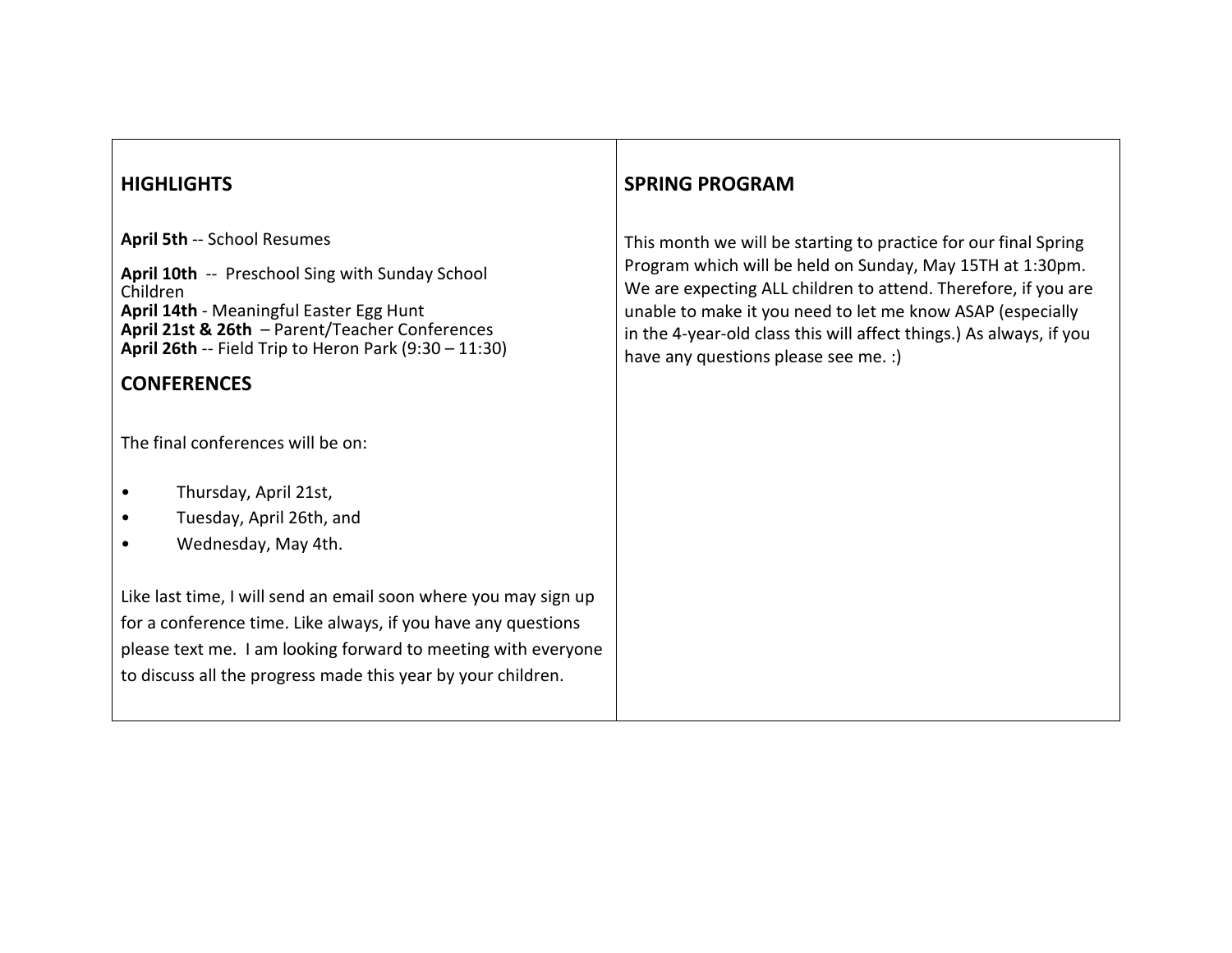## HIGHLIGHTS

**April 5th** -- School Resumes

**April 10th** -- Preschool Sing with Sunday School Children
**April 14th** - Meaningful Easter Egg Hunt
**April 21st & 26th** – Parent/Teacher Conferences
**April 26th** -- Field Trip to Heron Park (9:30 – 11:30)

## CONFERENCES

The final conferences will be on:

- Thursday, April 21st,
- Tuesday, April 26th, and
- Wednesday, May 4th.

Like last time, I will send an email soon where you may sign up for a conference time. Like always, if you have any questions please text me. I am looking forward to meeting with everyone to discuss all the progress made this year by your children.

## SPRING PROGRAM

This month we will be starting to practice for our final Spring Program which will be held on Sunday, May 15TH at 1:30pm. We are expecting ALL children to attend. Therefore, if you are unable to make it you need to let me know ASAP (especially in the 4-year-old class this will affect things.) As always, if you have any questions please see me. :)